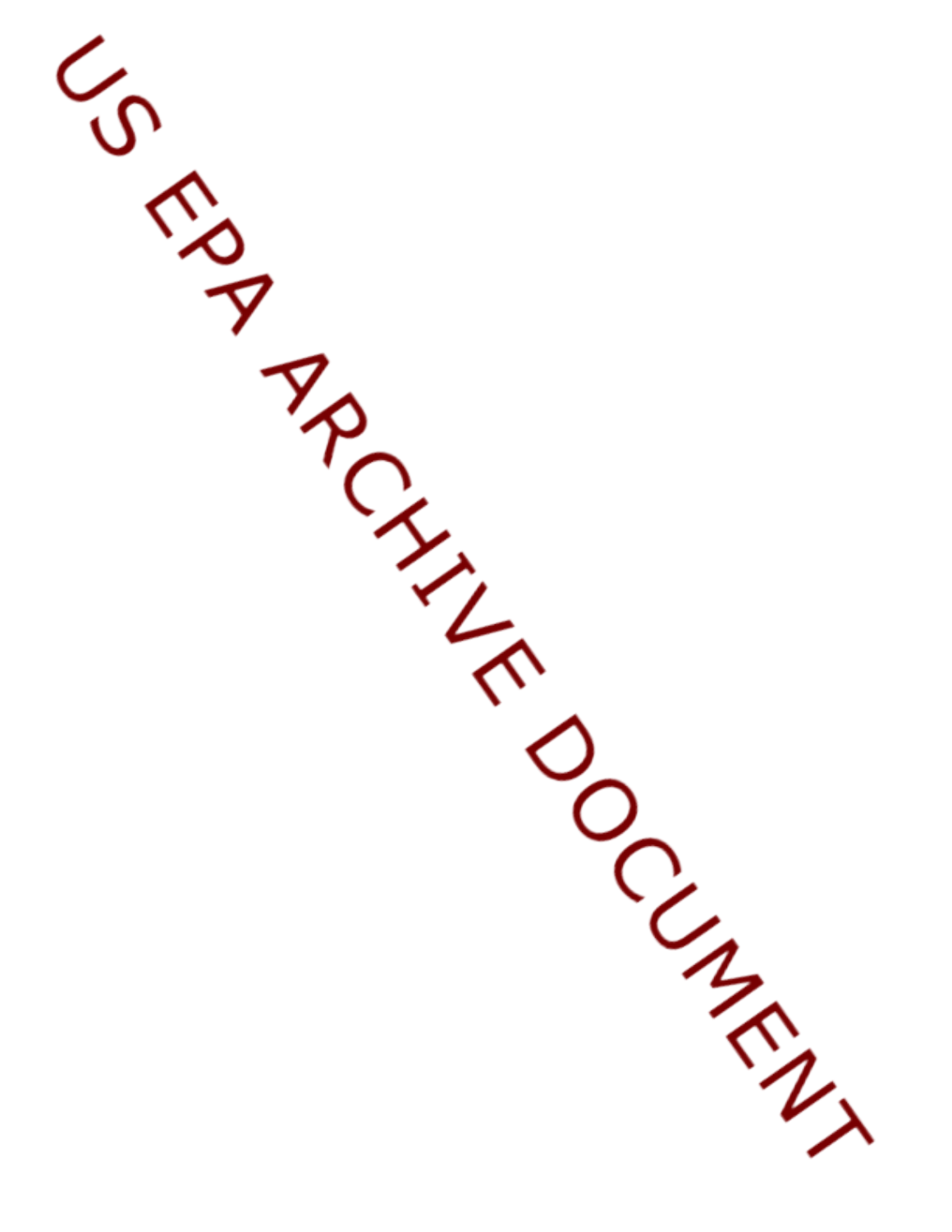US EPA ARCHIVE DOCUMENT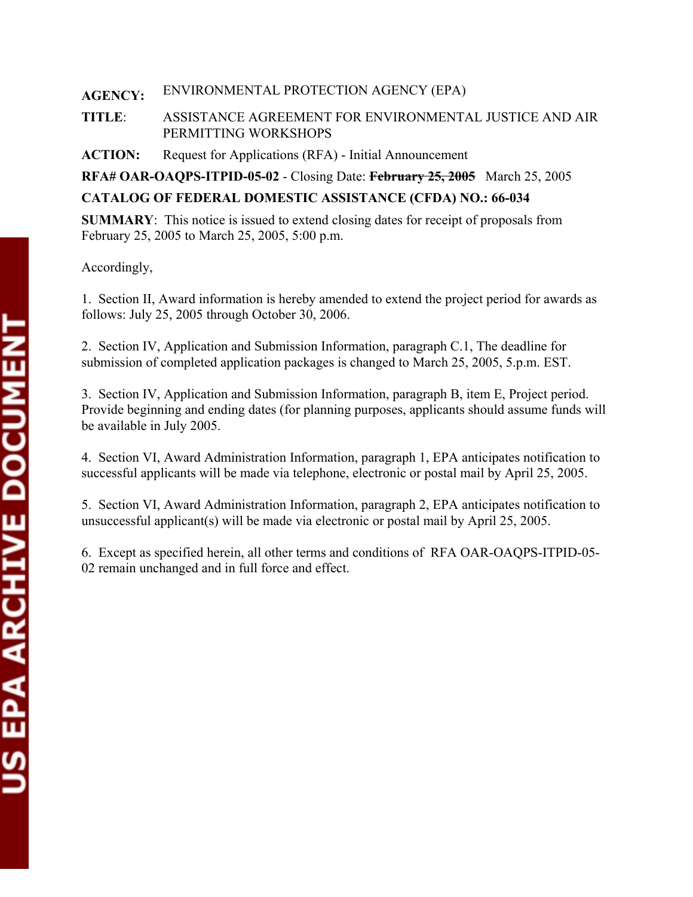**AGENCY:** ENVIRONMENTAL PROTECTION AGENCY (EPA)

**TITLE**: ASSISTANCE AGREEMENT FOR ENVIRONMENTAL JUSTICE AND AIR PERMITTING WORKSHOPS

**ACTION:** Request for Applications (RFA) - Initial Announcement

**RFA# OAR-OAQPS-ITPID-05-02** - Closing Date: ~~**February 25, 2005**~~ March 25, 2005

**CATALOG OF FEDERAL DOMESTIC ASSISTANCE (CFDA) NO.: 66-034**

**SUMMARY**: This notice is issued to extend closing dates for receipt of proposals from February 25, 2005 to March 25, 2005, 5:00 p.m.

Accordingly,

1. Section II, Award information is hereby amended to extend the project period for awards as follows: July 25, 2005 through October 30, 2006.

2. Section IV, Application and Submission Information, paragraph C.1, The deadline for submission of completed application packages is changed to March 25, 2005, 5.p.m. EST.

3. Section IV, Application and Submission Information, paragraph B, item E, Project period. Provide beginning and ending dates (for planning purposes, applicants should assume funds will be available in July 2005.

4. Section VI, Award Administration Information, paragraph 1, EPA anticipates notification to successful applicants will be made via telephone, electronic or postal mail by April 25, 2005.

5. Section VI, Award Administration Information, paragraph 2, EPA anticipates notification to unsuccessful applicant(s) will be made via electronic or postal mail by April 25, 2005.

6. Except as specified herein, all other terms and conditions of RFA OAR-OAQPS-ITPID-05-02 remain unchanged and in full force and effect.